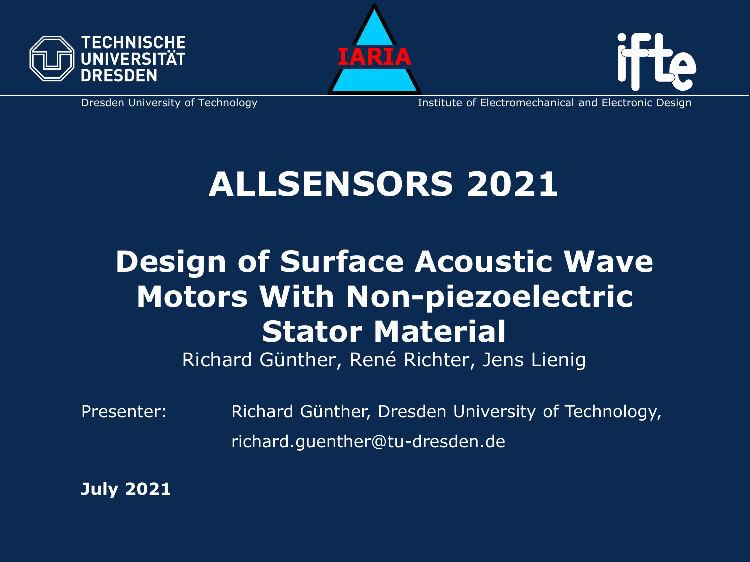TECHNISCHE UNIVERSITÄT DRESDEN

IARIA

ifte

Dresden University of Technology

Institute of Electromechanical and Electronic Design

# ALLSENSORS 2021

## Design of Surface Acoustic Wave Motors With Non-piezoelectric Stator Material

Richard Günther, René Richter, Jens Lienig

Presenter: Richard Günther, Dresden University of Technology, richard.guenther@tu-dresden.de

**July 2021**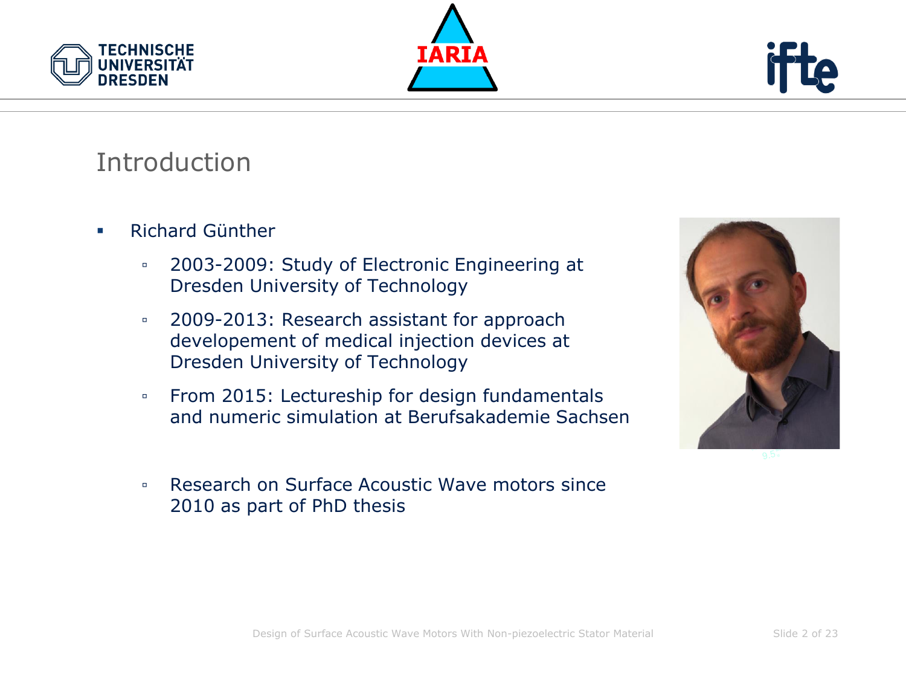## Introduction

- Richard Günther
  - 2003-2009: Study of Electronic Engineering at Dresden University of Technology
  - 2009-2013: Research assistant for approach developement of medical injection devices at Dresden University of Technology
  - From 2015: Lectureship for design fundamentals and numeric simulation at Berufsakademie Sachsen
  - Research on Surface Acoustic Wave motors since 2010 as part of PhD thesis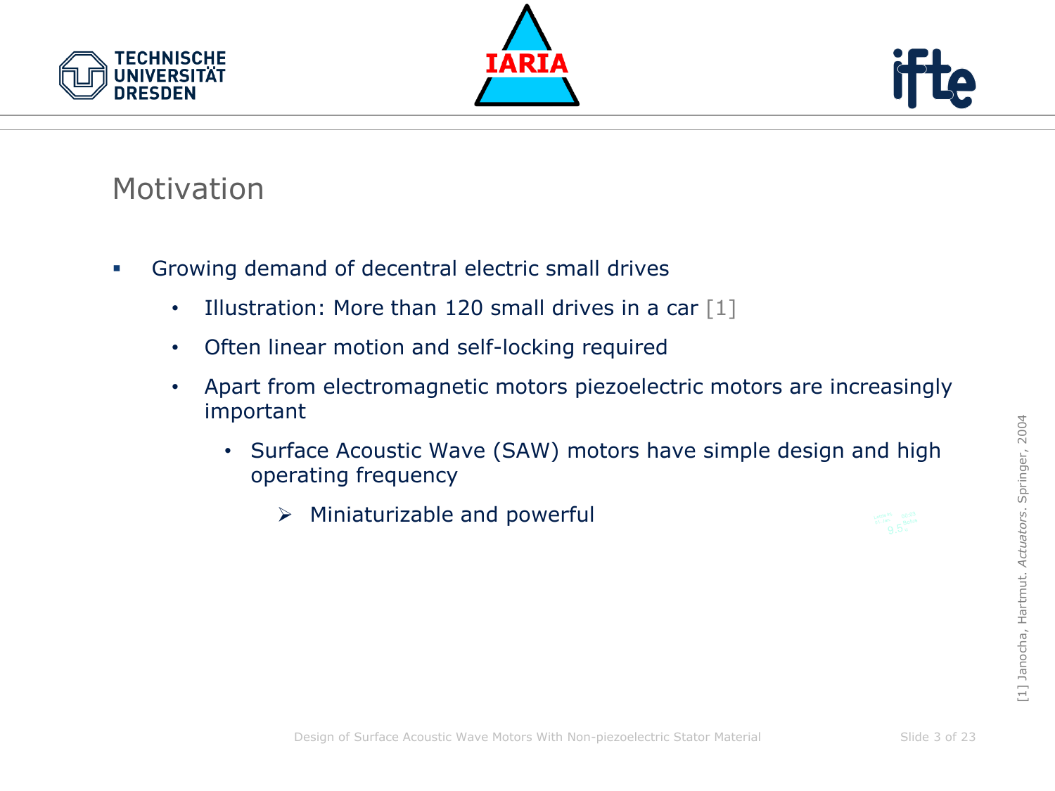# Motivation

- Growing demand of decentral electric small drives
  - Illustration: More than 120 small drives in a car [1]
  - Often linear motion and self-locking required
  - Apart from electromagnetic motors piezoelectric motors are increasingly important
    - Surface Acoustic Wave (SAW) motors have simple design and high operating frequency
      - ➢ Miniaturizable and powerful

[1] Janocha, Hartmut. *Actuators*. Springer, 2004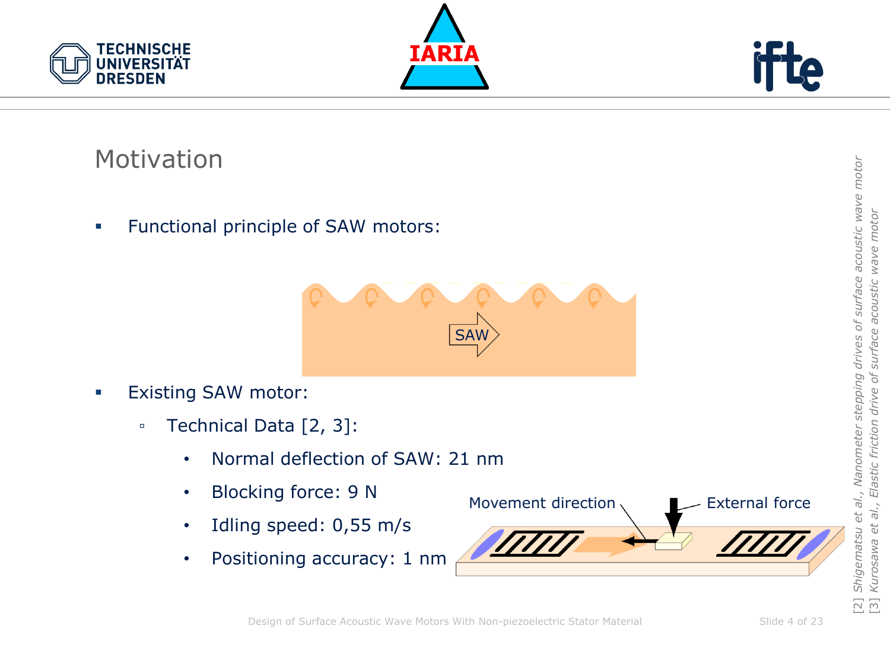## Motivation

- Functional principle of SAW motors:

SAW

- Existing SAW motor:
  - Technical Data [2, 3]:
    - Normal deflection of SAW: 21 nm
    - Blocking force: 9 N
    - Idling speed: 0,55 m/s
    - Positioning accuracy: 1 nm

Movement direction

External force

[2] Shigematsu et al., Nanometer stepping drives of surface acoustic wave motor

[3] Kurosawa et al., Elastic friction drive of surface acoustic wave motor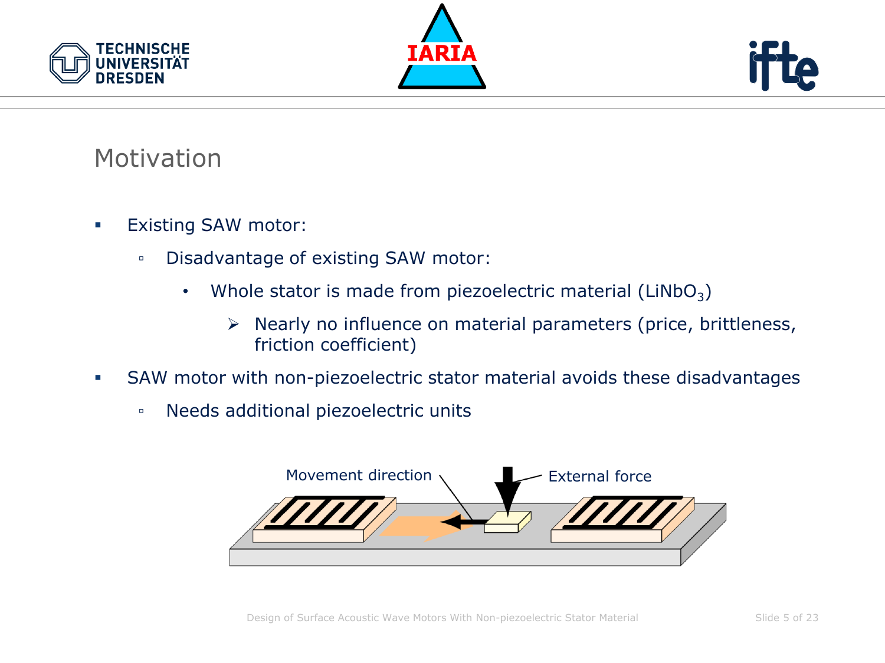## Motivation

- Existing SAW motor:
  - Disadvantage of existing SAW motor:
    - Whole stator is made from piezoelectric material ($LiNbO_3$)
      - Nearly no influence on material parameters (price, brittleness, friction coefficient)
- SAW motor with non-piezoelectric stator material avoids these disadvantages
  - Needs additional piezoelectric units

Movement direction

External force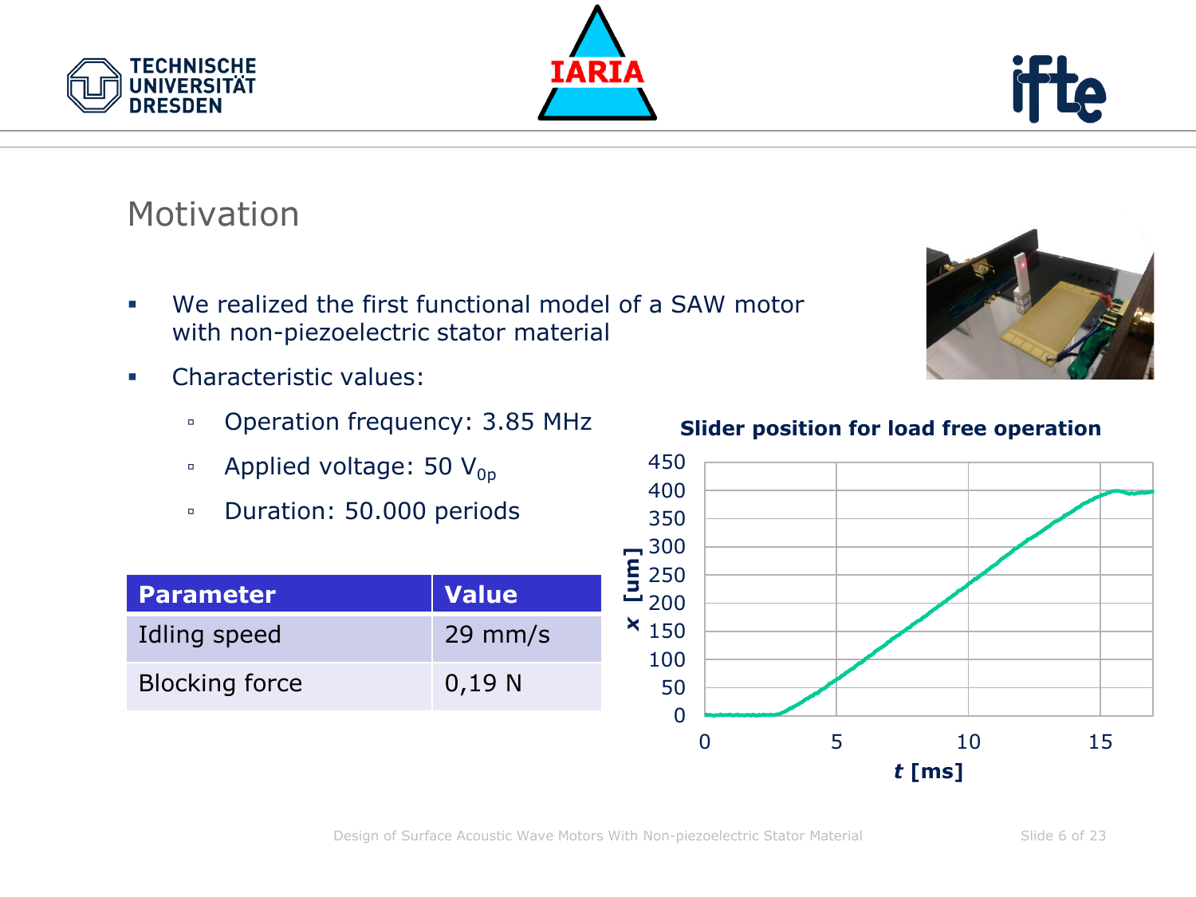## Motivation

- We realized the first functional model of a SAW motor with non-piezoelectric stator material
- Characteristic values:
  - Operation frequency: 3.85 MHz
  - Applied voltage: 50 $V_{0p}$
  - Duration: 50.000 periods

| Parameter | Value |
|---|---|
| Idling speed | 29 mm/s |
| Blocking force | 0,19 N |

**Slider position for load free operation**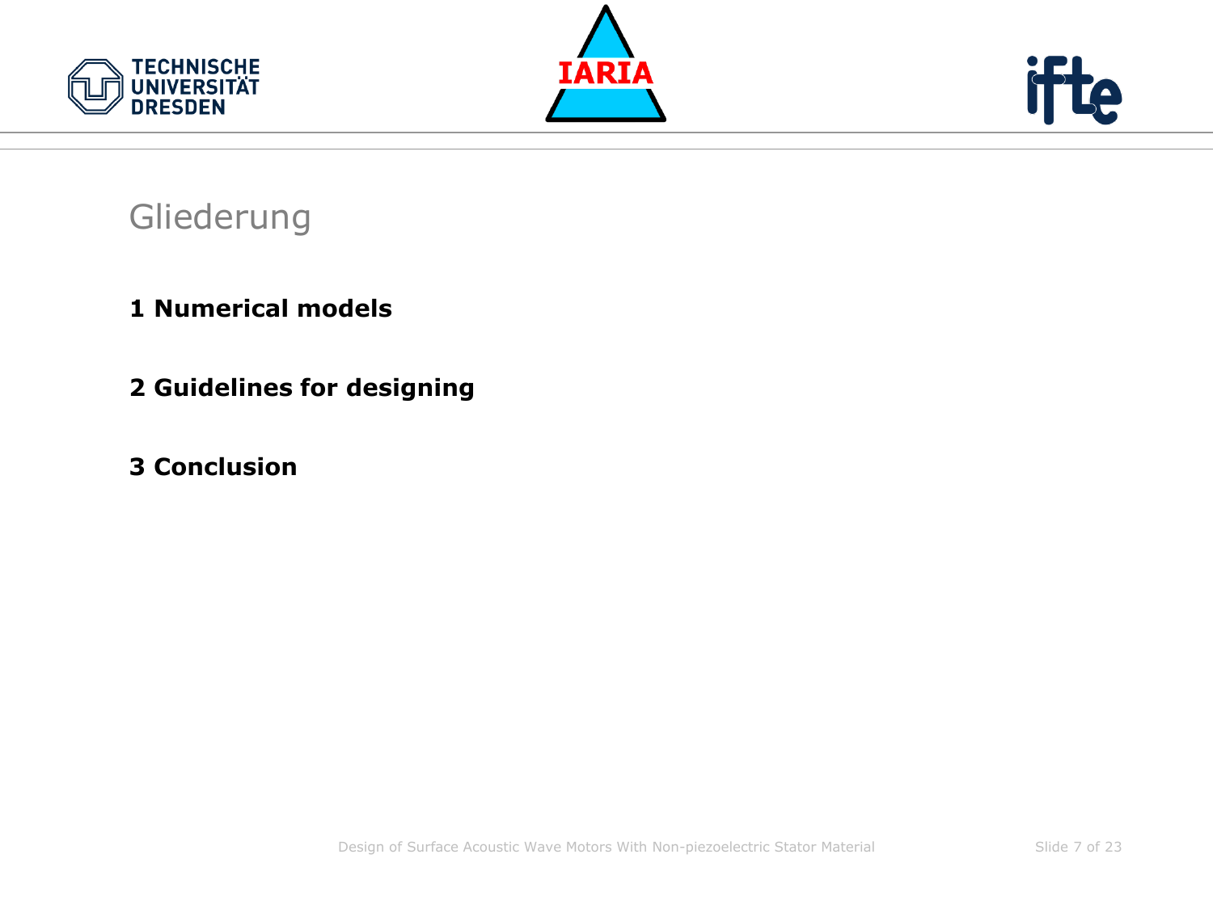# Gliederung

**1 Numerical models**

**2 Guidelines for designing**

**3 Conclusion**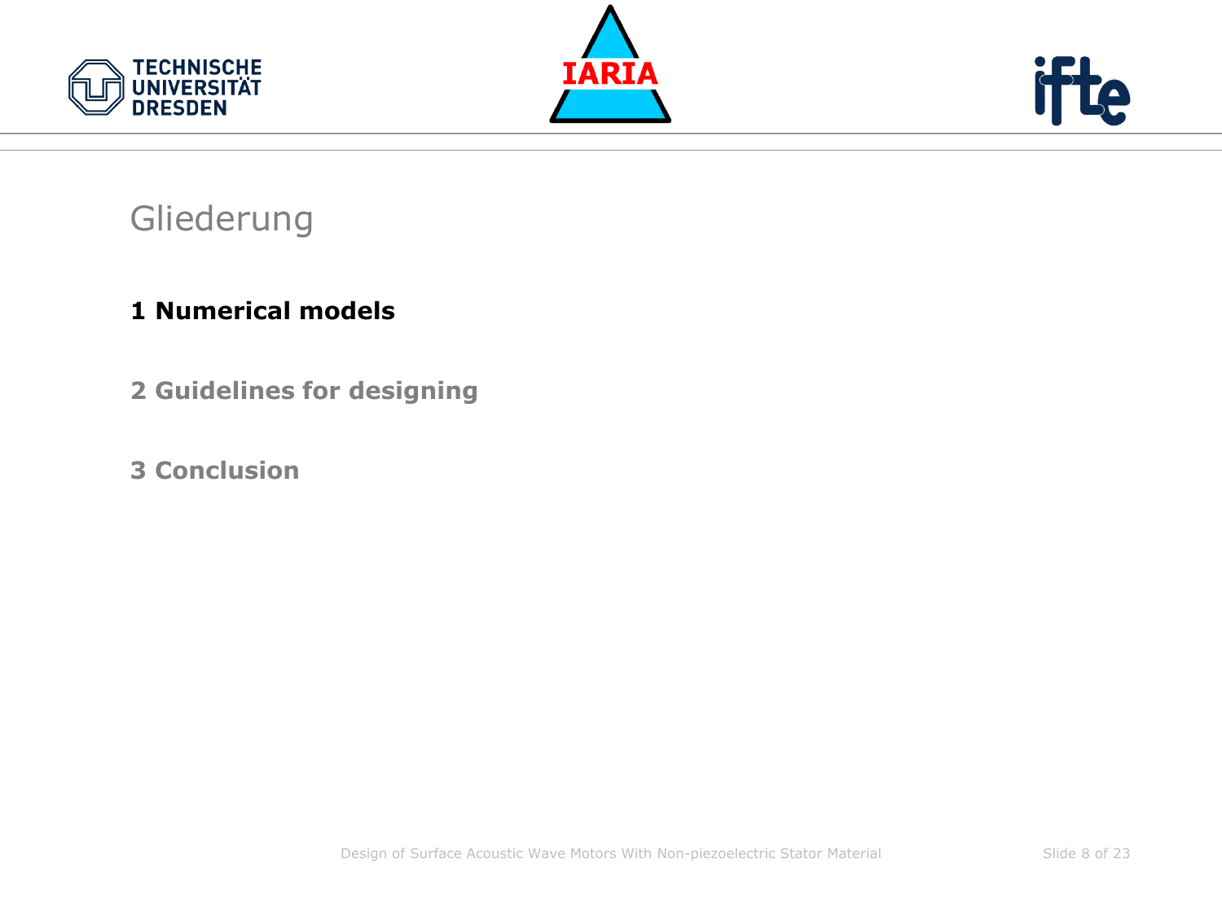# Gliederung

**1 Numerical models**

**2 Guidelines for designing**

**3 Conclusion**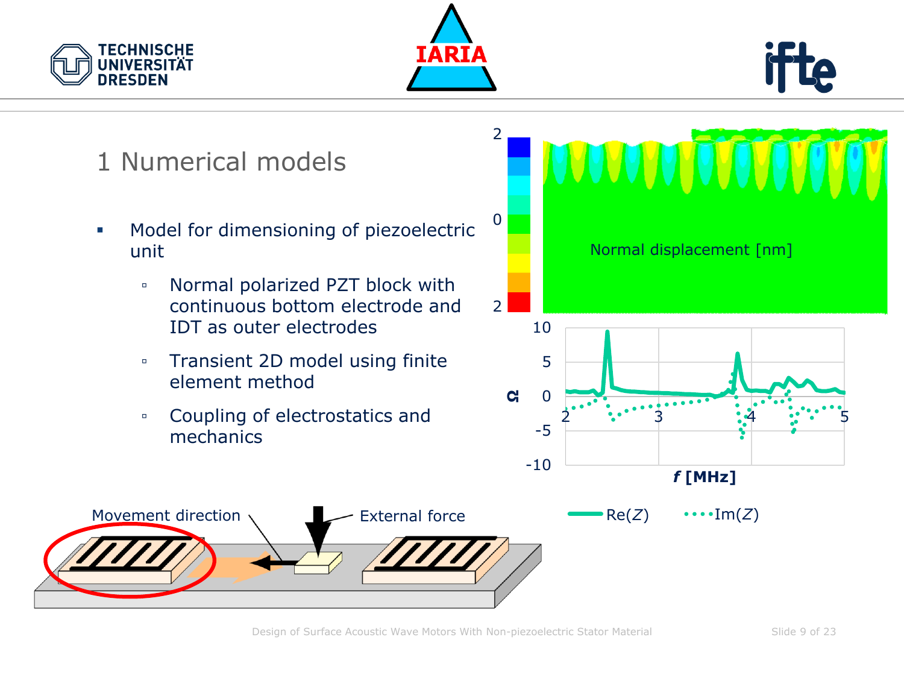# 1 Numerical models

- Model for dimensioning of piezoelectric unit
  - Normal polarized PZT block with continuous bottom electrode and IDT as outer electrodes
  - Transient 2D model using finite element method
  - Coupling of electrostatics and mechanics

Normal displacement [nm]

$f$ [MHz]

Re($Z$) Im($Z$)

Movement direction

External force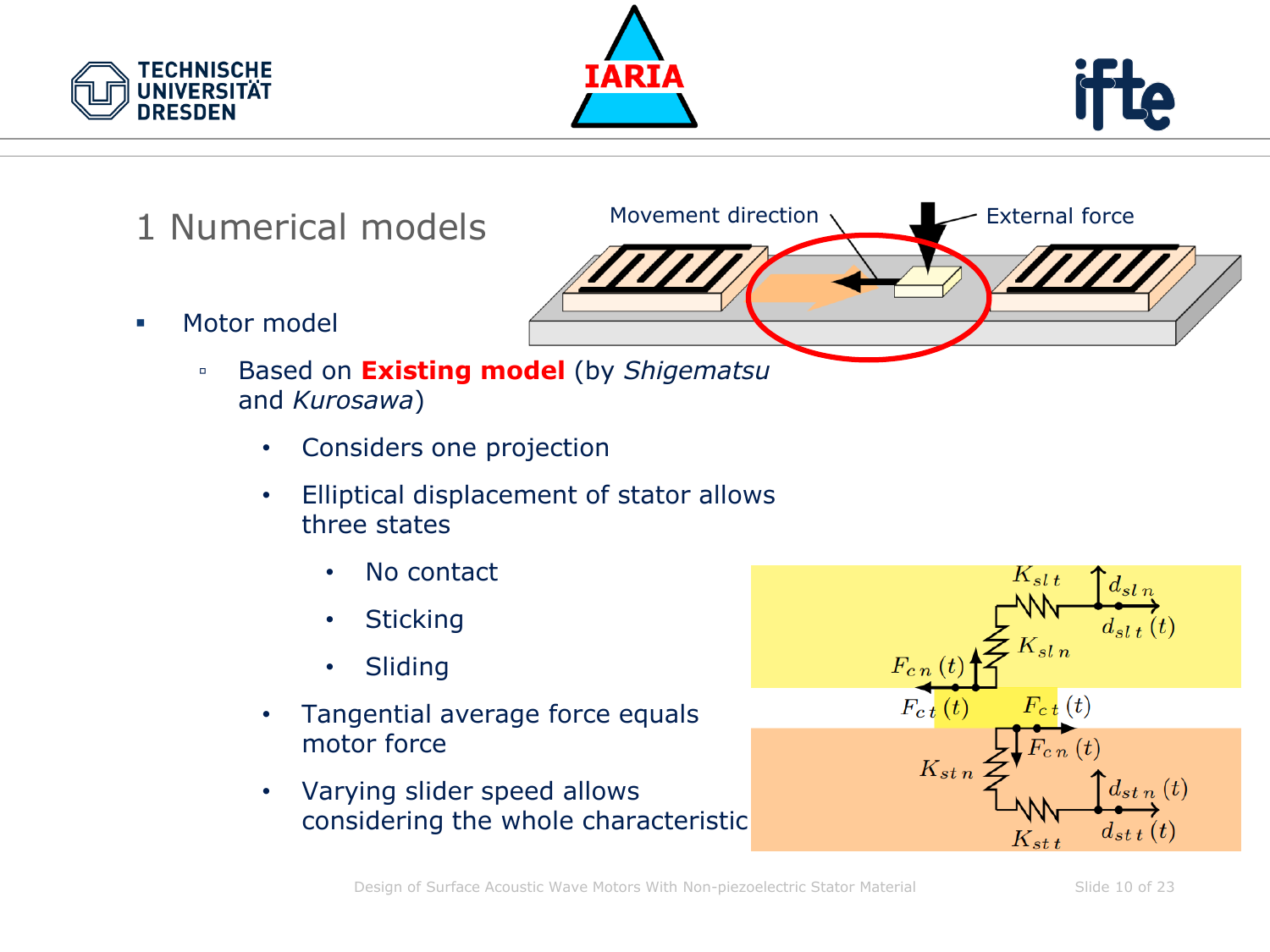# 1 Numerical models

- Motor model
  - Based on **Existing model** (by *Shigematsu* and *Kurosawa*)
    - Considers one projection
    - Elliptical displacement of stator allows three states
      - No contact
      - Sticking
      - Sliding
    - Tangential average force equals motor force
    - Varying slider speed allows considering the whole characteristic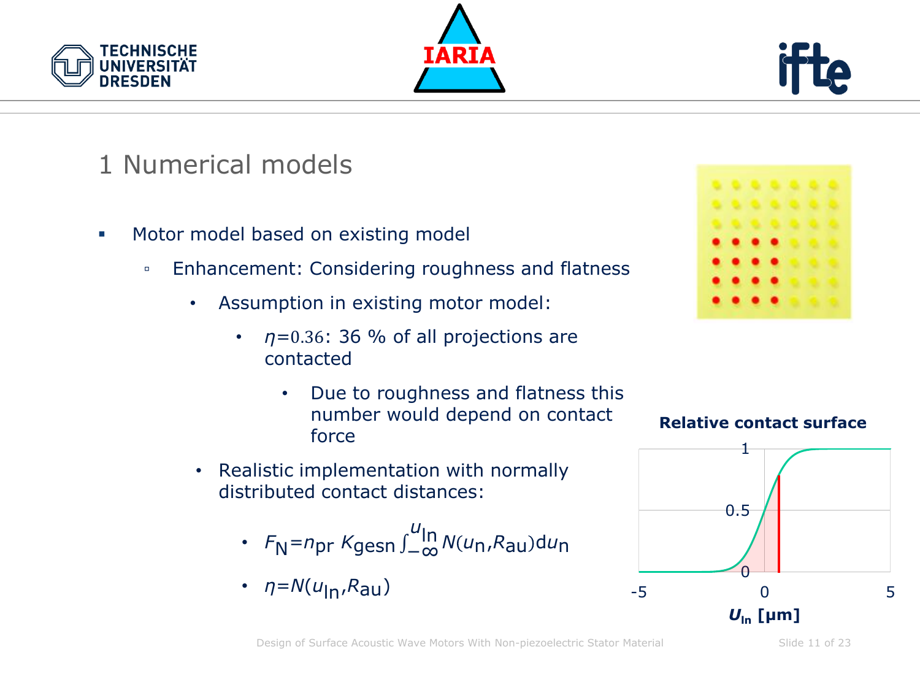# 1 Numerical models

- Motor model based on existing model
  - Enhancement: Considering roughness and flatness
    - Assumption in existing motor model:
      - $\eta = 0.36$: 36 % of all projections are contacted
        - Due to roughness and flatness this number would depend on contact force
    - Realistic implementation with normally distributed contact distances:
      - $F_N = n_{pr} \, K_{gesn} \int_{-\infty}^{u_{ln}} N(u_n, R_{au}) \mathrm{d}u_n$
      - $\eta = N(u_{ln}, R_{au})$

**Relative contact surface**

Chart axes: y-axis 0, 0.5, 1; x-axis $U_{ln}$ [µm] from -5 to 5.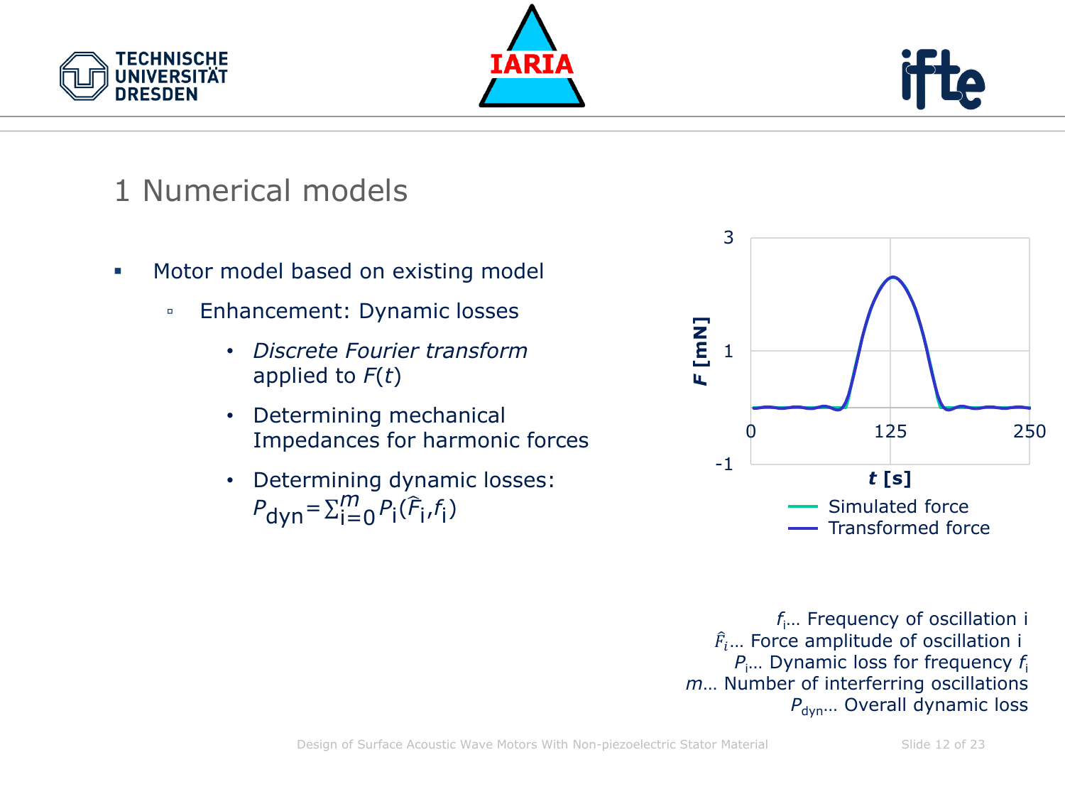# 1 Numerical models

- Motor model based on existing model
  - Enhancement: Dynamic losses
    - *Discrete Fourier transform* applied to $F(t)$
    - Determining mechanical Impedances for harmonic forces
    - Determining dynamic losses: $P_{\text{dyn}} = \sum_{i=0}^{m} P_i(\hat{F}_i, f_i)$

$f_i$… Frequency of oscillation i
$\hat{F}_i$… Force amplitude of oscillation i
$P_i$… Dynamic loss for frequency $f_i$
$m$… Number of interferring oscillations
$P_{\text{dyn}}$… Overall dynamic loss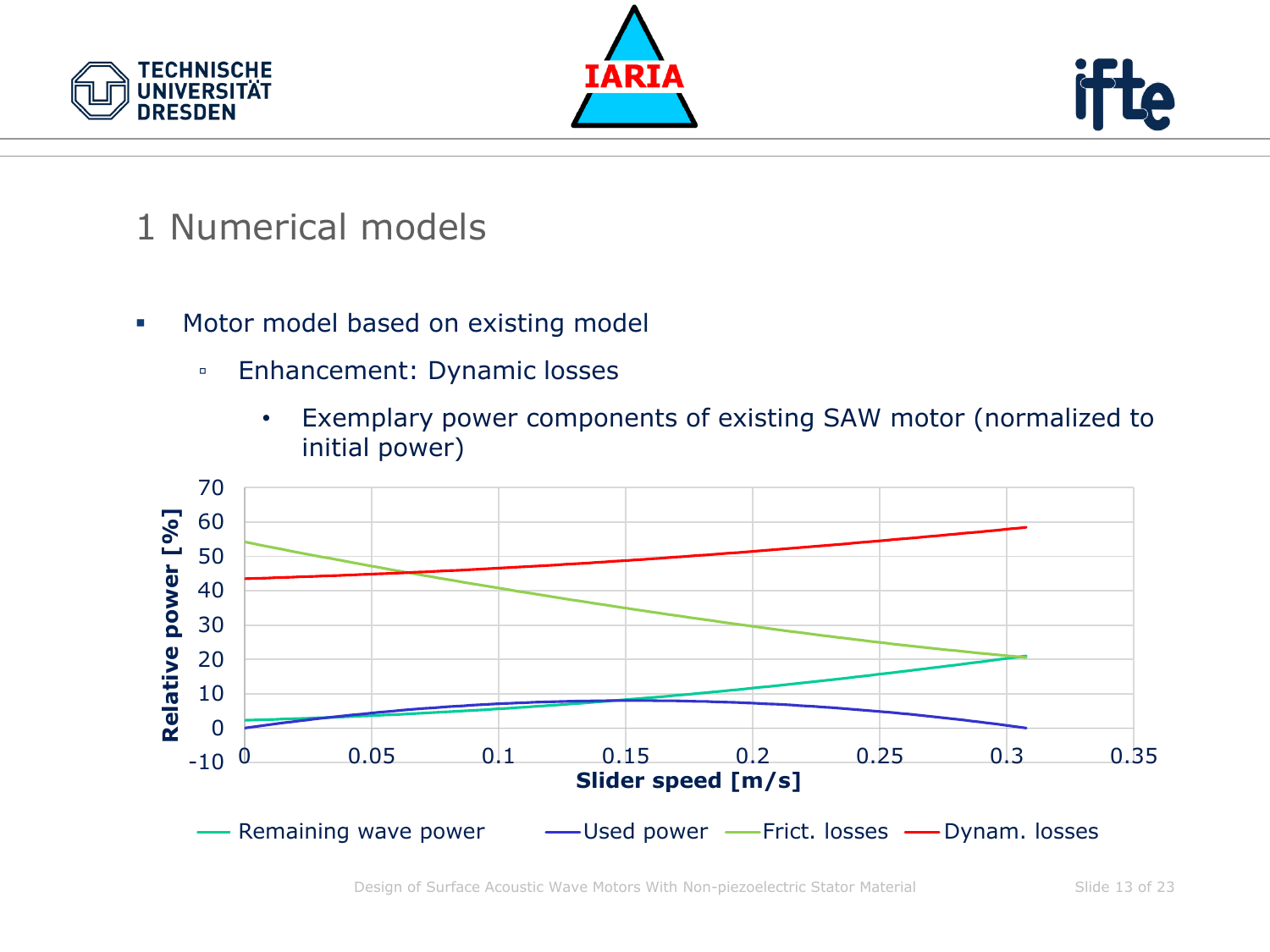# 1 Numerical models

- Motor model based on existing model
  - Enhancement: Dynamic losses
    - Exemplary power components of existing SAW motor (normalized to initial power)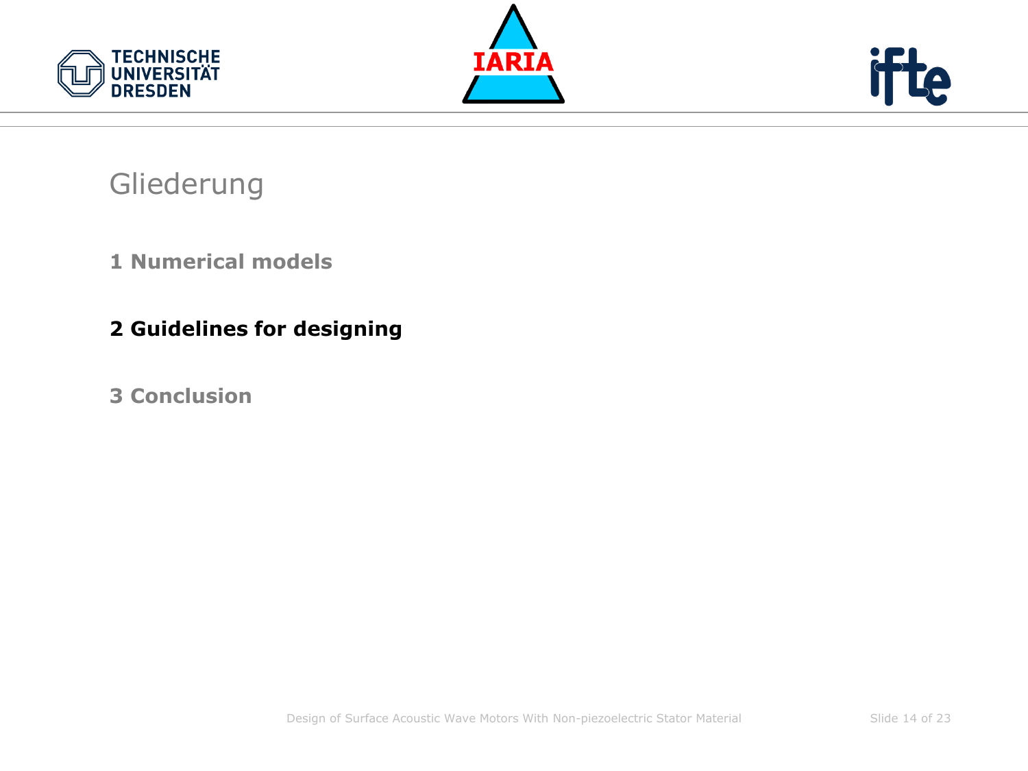# Gliederung

**1 Numerical models**

**2 Guidelines for designing**

**3 Conclusion**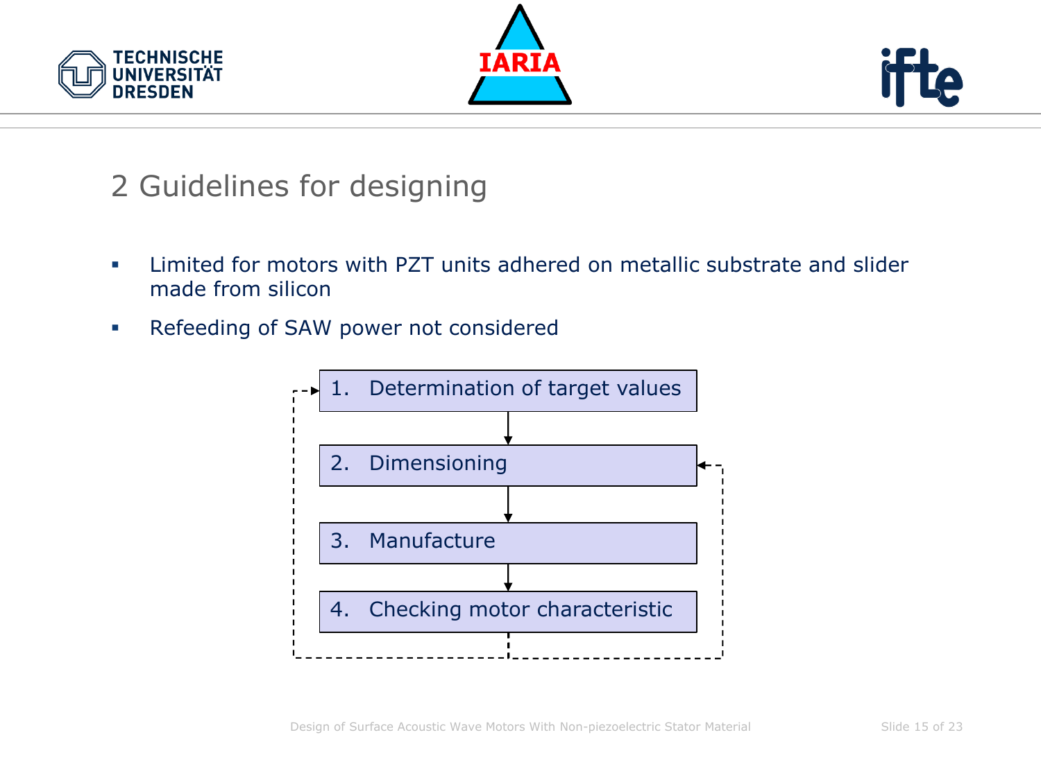## 2 Guidelines for designing

- Limited for motors with PZT units adhered on metallic substrate and slider made from silicon
- Refeeding of SAW power not considered

1. Determination of target values
2. Dimensioning
3. Manufacture
4. Checking motor characteristic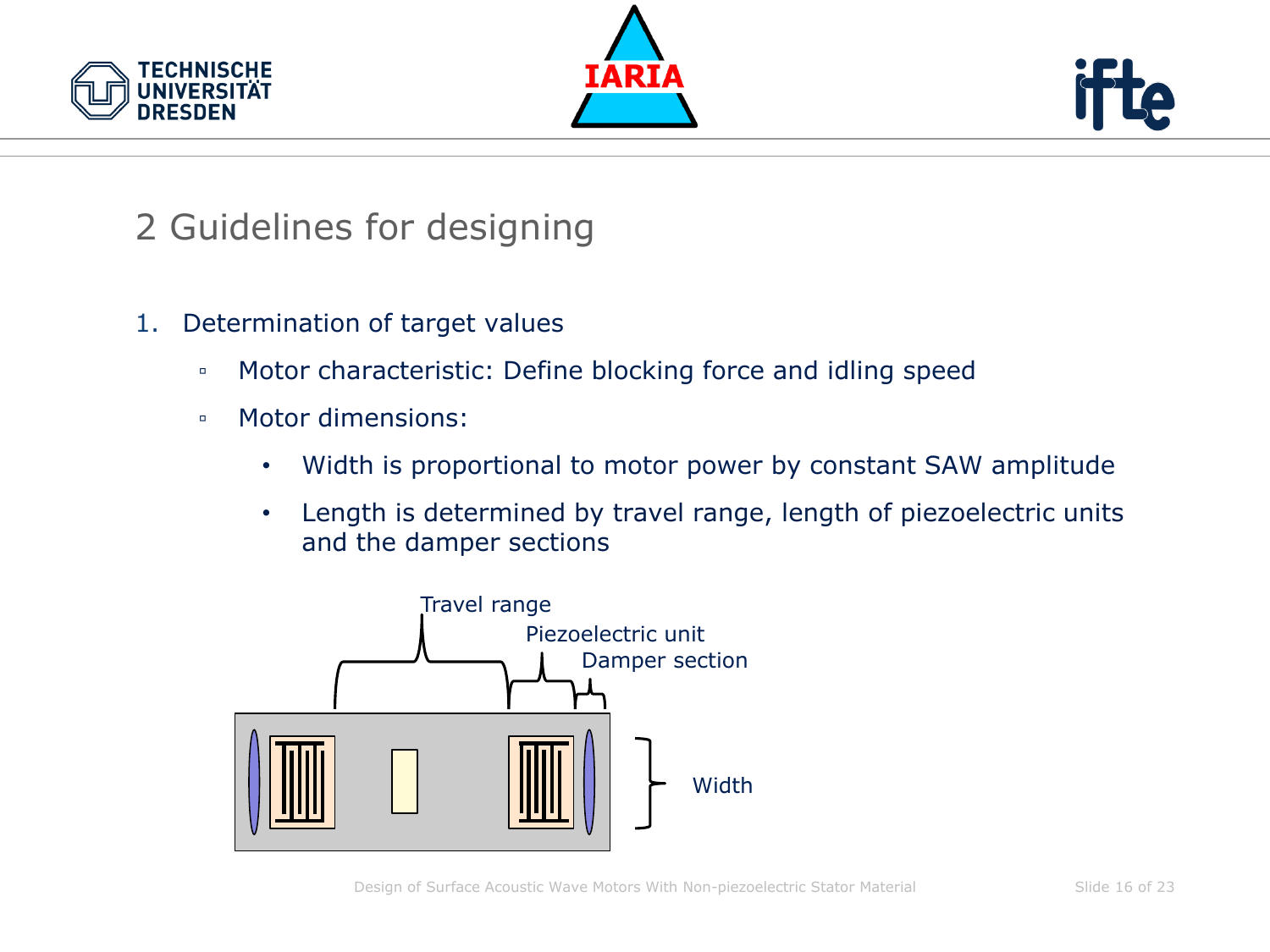## 2 Guidelines for designing

1. Determination of target values
   - Motor characteristic: Define blocking force and idling speed
   - Motor dimensions:
     - Width is proportional to motor power by constant SAW amplitude
     - Length is determined by travel range, length of piezoelectric units and the damper sections

Travel range

Piezoelectric unit

Damper section

Width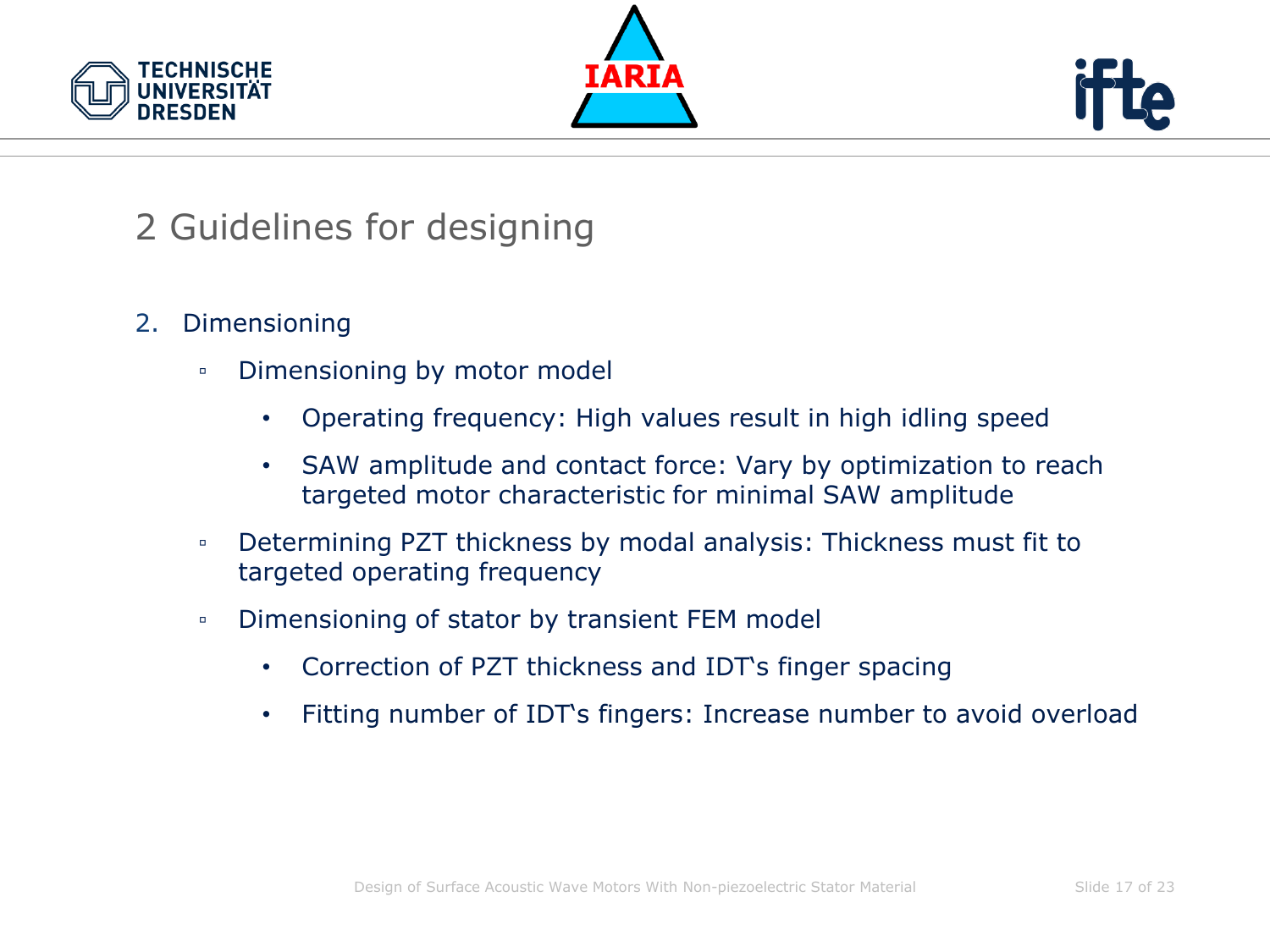# 2 Guidelines for designing

2. Dimensioning
   - Dimensioning by motor model
     - Operating frequency: High values result in high idling speed
     - SAW amplitude and contact force: Vary by optimization to reach targeted motor characteristic for minimal SAW amplitude
   - Determining PZT thickness by modal analysis: Thickness must fit to targeted operating frequency
   - Dimensioning of stator by transient FEM model
     - Correction of PZT thickness and IDT�to finger spacing
     - Fitting number of IDT‘s fingers: Increase number to avoid overload

# 2 Guidelines for designing

2. Dimensioning
   - Dimensioning by motor model
     - Operating frequency: High values result in high idling speed
     - SAW amplitude and contact force: Vary by optimization to reach targeted motor characteristic for minimal SAW amplitude
   - Determining PZT thickness by modal analysis: Thickness must fit to targeted operating frequency
   - Dimensioning of stator by transient FEM model
     - Correction of PZT thickness and IDT‘s finger spacing
     - Fitting number of IDT‘s fingers: Increase number to avoid overload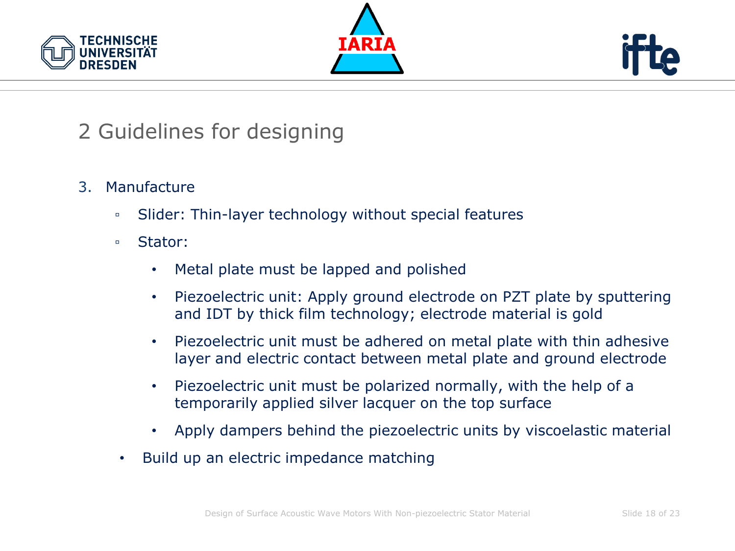# 2 Guidelines for designing

3. Manufacture
   - Slider: Thin-layer technology without special features
   - Stator:
     - Metal plate must be lapped and polished
     - Piezoelectric unit: Apply ground electrode on PZT plate by sputtering and IDT by thick film technology; electrode material is gold
     - Piezoelectric unit must be adhered on metal plate with thin adhesive layer and electric contact between metal plate and ground electrode
     - Piezoelectric unit must be polarized normally, with the help of a temporarily applied silver lacquer on the top surface
     - Apply dampers behind the piezoelectric units by viscoelastic material
   - Build up an electric impedance matching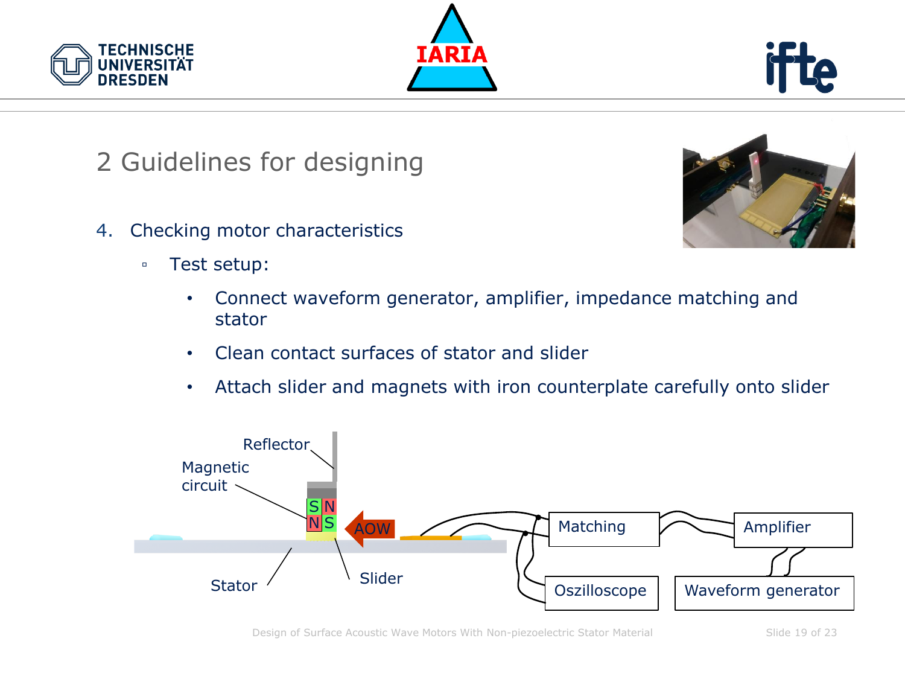## 2 Guidelines for designing

4. Checking motor characteristics

    - Test setup:

        - Connect waveform generator, amplifier, impedance matching and stator
        - Clean contact surfaces of stator and slider
        - Attach slider and magnets with iron counterplate carefully onto slider

Reflector

Magnetic circuit

S N
N S

AOW

Stator

Slider

Matching

Amplifier

Oszilloscope

Waveform generator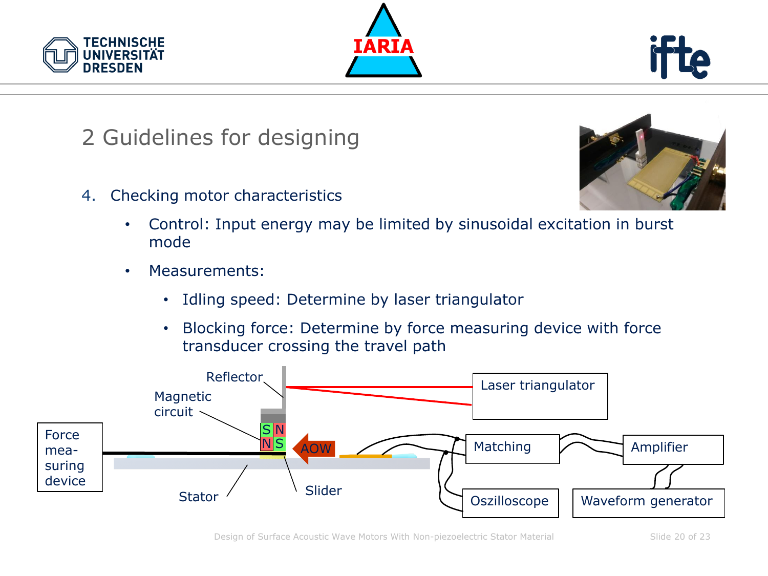## 2 Guidelines for designing

4. Checking motor characteristics
   - Control: Input energy may be limited by sinusoidal excitation in burst mode
   - Measurements:
     - Idling speed: Determine by laser triangulator
     - Blocking force: Determine by force measuring device with force transducer crossing the travel path

Reflector
Magnetic circuit
Laser triangulator
Force measuring device
S N
N S
AOW
Matching
Amplifier
Stator
Slider
Oszilloscope
Waveform generator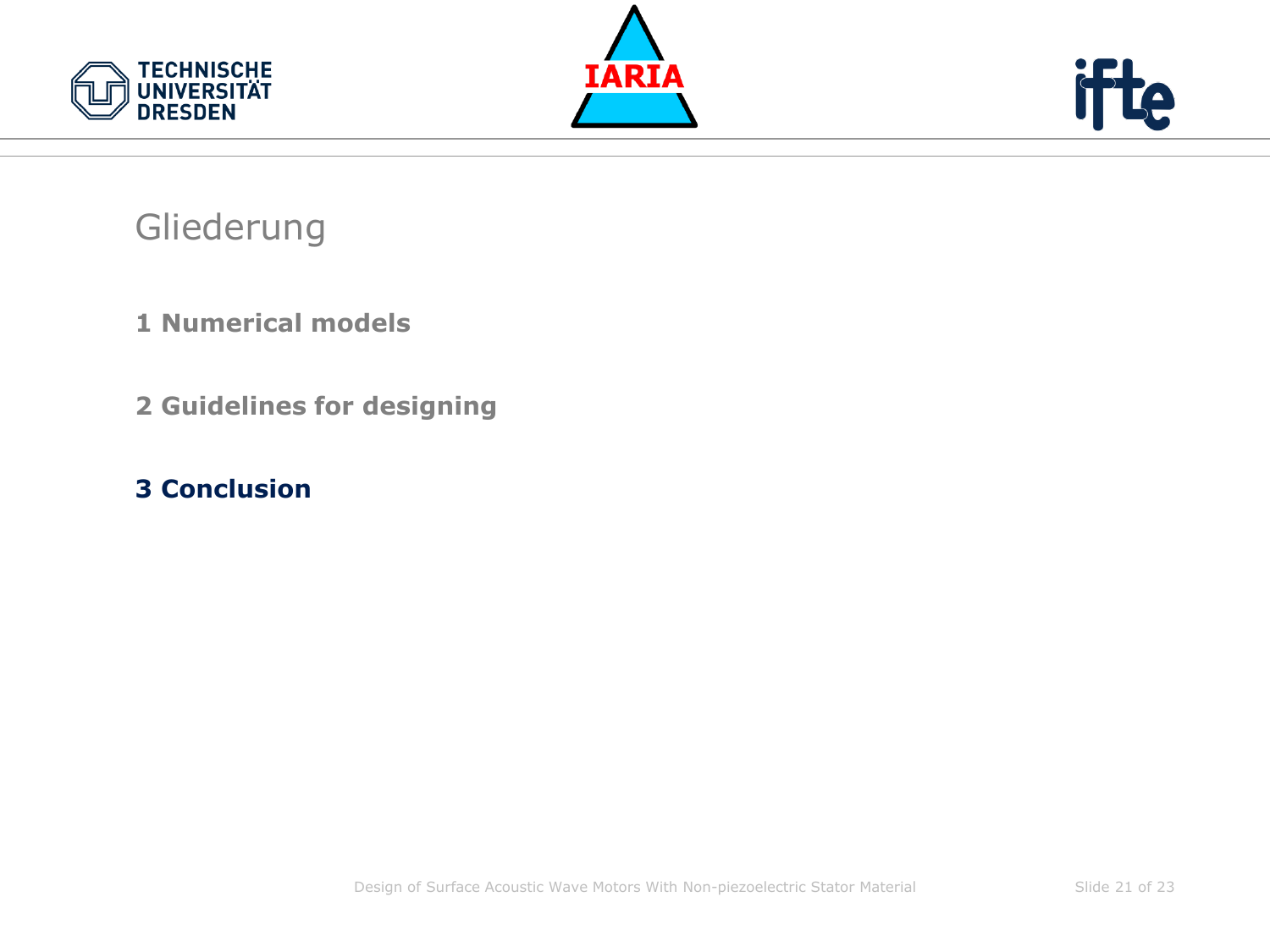# Gliederung

**1 Numerical models**

**2 Guidelines for designing**

**3 Conclusion**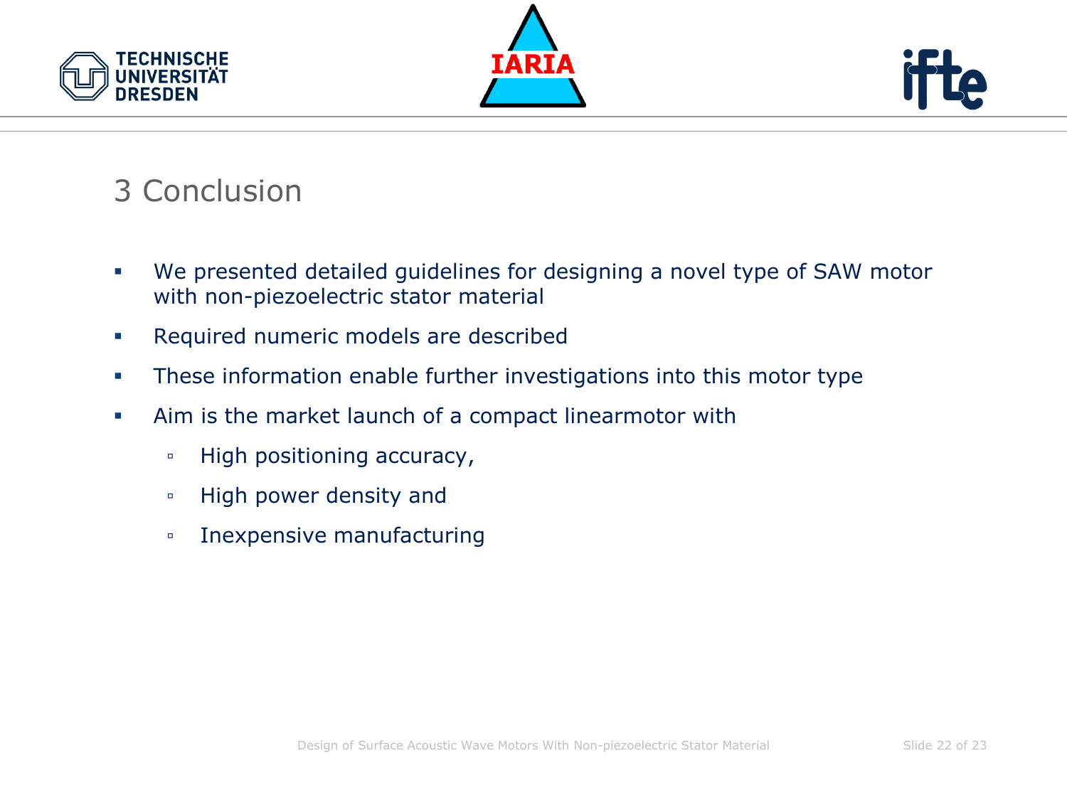## 3 Conclusion

- We presented detailed guidelines for designing a novel type of SAW motor with non-piezoelectric stator material
- Required numeric models are described
- These information enable further investigations into this motor type
- Aim is the market launch of a compact linearmotor with
  - High positioning accuracy,
  - High power density and
  - Inexpensive manufacturing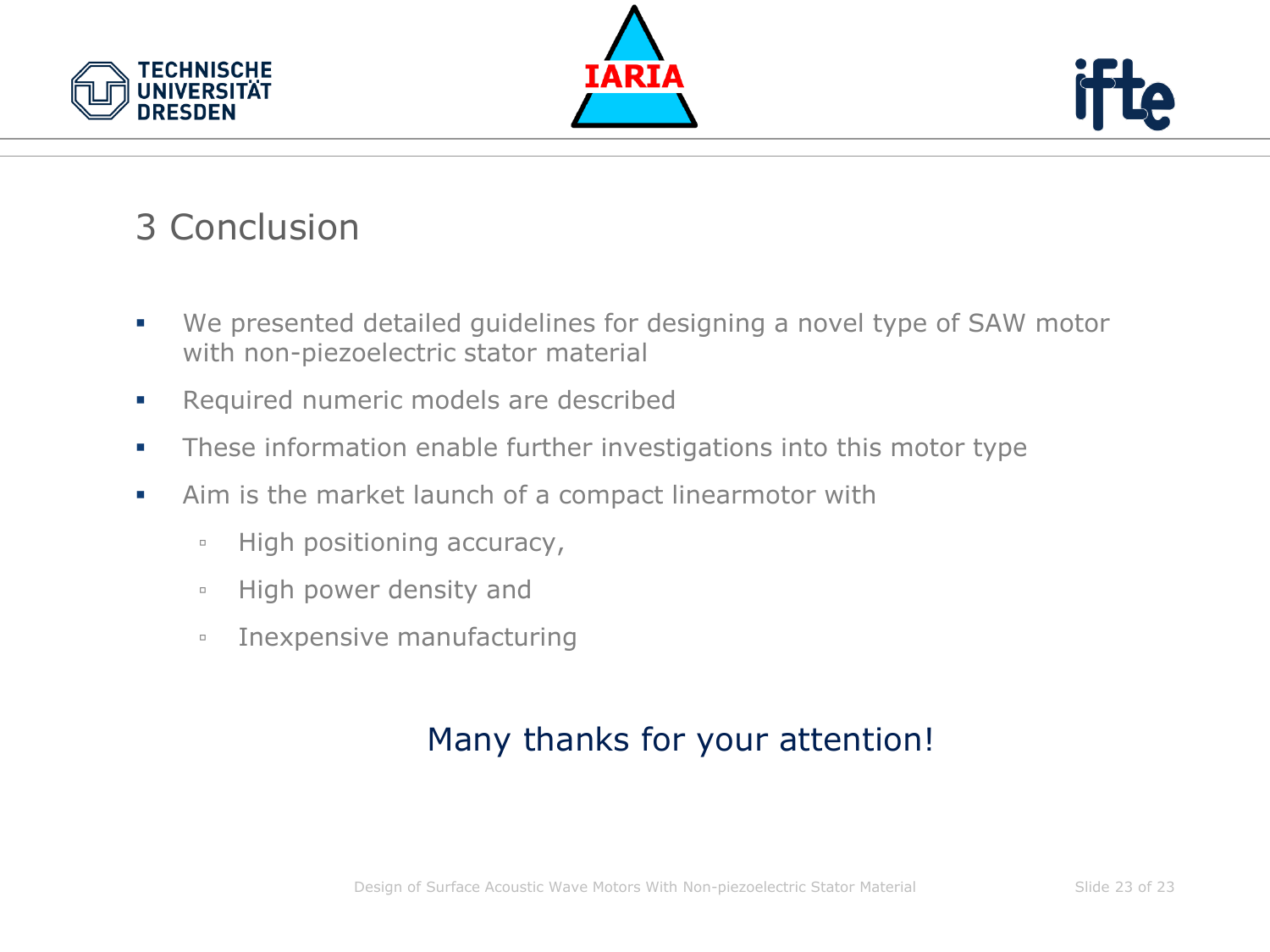## 3 Conclusion

- We presented detailed guidelines for designing a novel type of SAW motor with non-piezoelectric stator material
- Required numeric models are described
- These information enable further investigations into this motor type
- Aim is the market launch of a compact linearmotor with
  - High positioning accuracy,
  - High power density and
  - Inexpensive manufacturing

Many thanks for your attention!